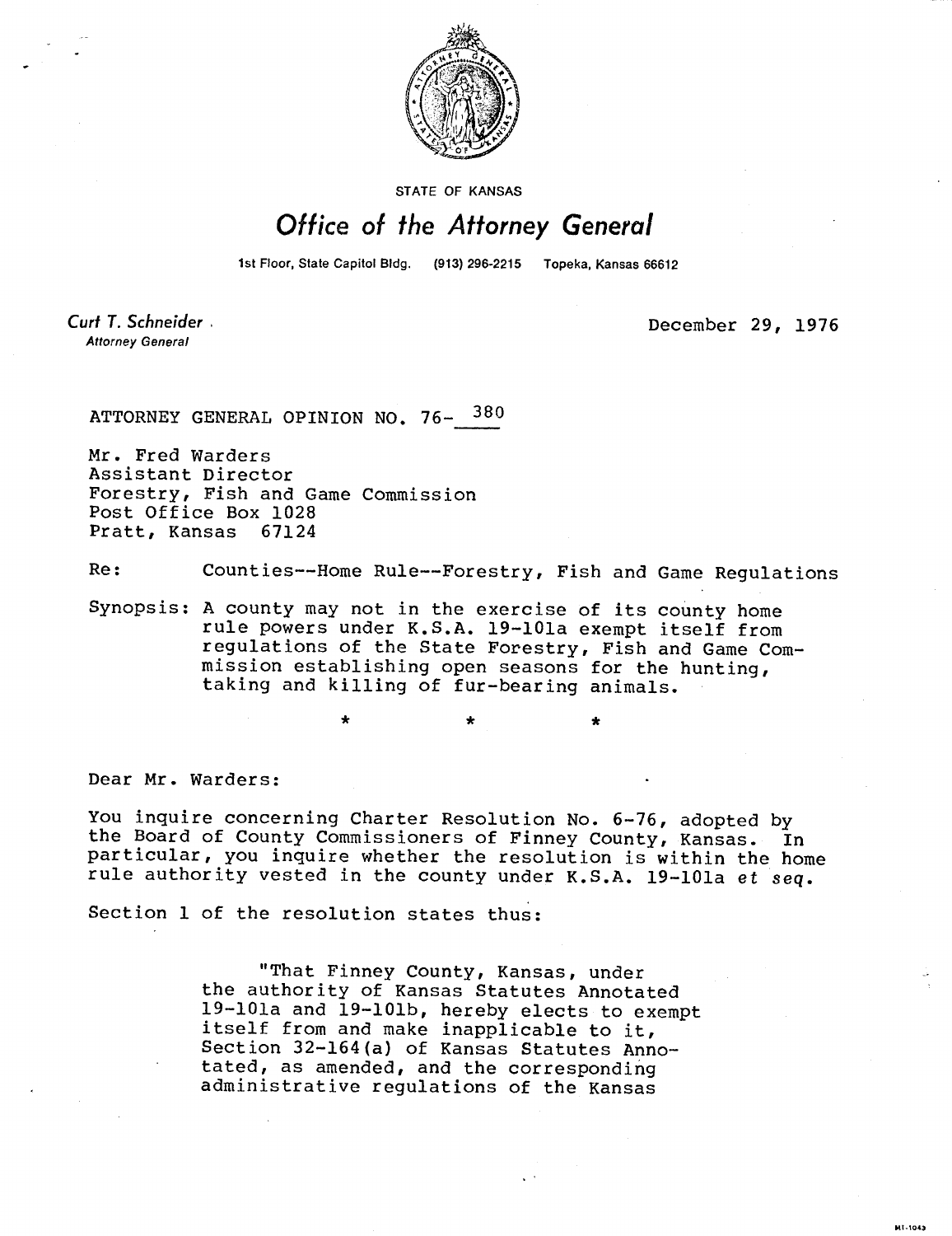STATE OF KANSAS

# Office of the Attorney General

1st Floor, State Capitol Bldg. (913) 296-2215 Topeka, Kansas 66612

*Curt T. Schneider*
Attorney General

December 29, 1976

ATTORNEY GENERAL OPINION NO. 76-380

Mr. Fred Warders
Assistant Director
Forestry, Fish and Game Commission
Post Office Box 1028
Pratt, Kansas 67124

Re: Counties--Home Rule--Forestry, Fish and Game Regulations

Synopsis: A county may not in the exercise of its county home rule powers under K.S.A. 19-101a exempt itself from regulations of the State Forestry, Fish and Game Commission establishing open seasons for the hunting, taking and killing of fur-bearing animals.

\* \* \*

Dear Mr. Warders:

You inquire concerning Charter Resolution No. 6-76, adopted by the Board of County Commissioners of Finney County, Kansas. In particular, you inquire whether the resolution is within the home rule authority vested in the county under K.S.A. 19-101a *et seq.*

Section 1 of the resolution states thus:

> "That Finney County, Kansas, under the authority of Kansas Statutes Annotated 19-101a and 19-101b, hereby elects to exempt itself from and make inapplicable to it, Section 32-164(a) of Kansas Statutes Annotated, as amended, and the corresponding administrative regulations of the Kansas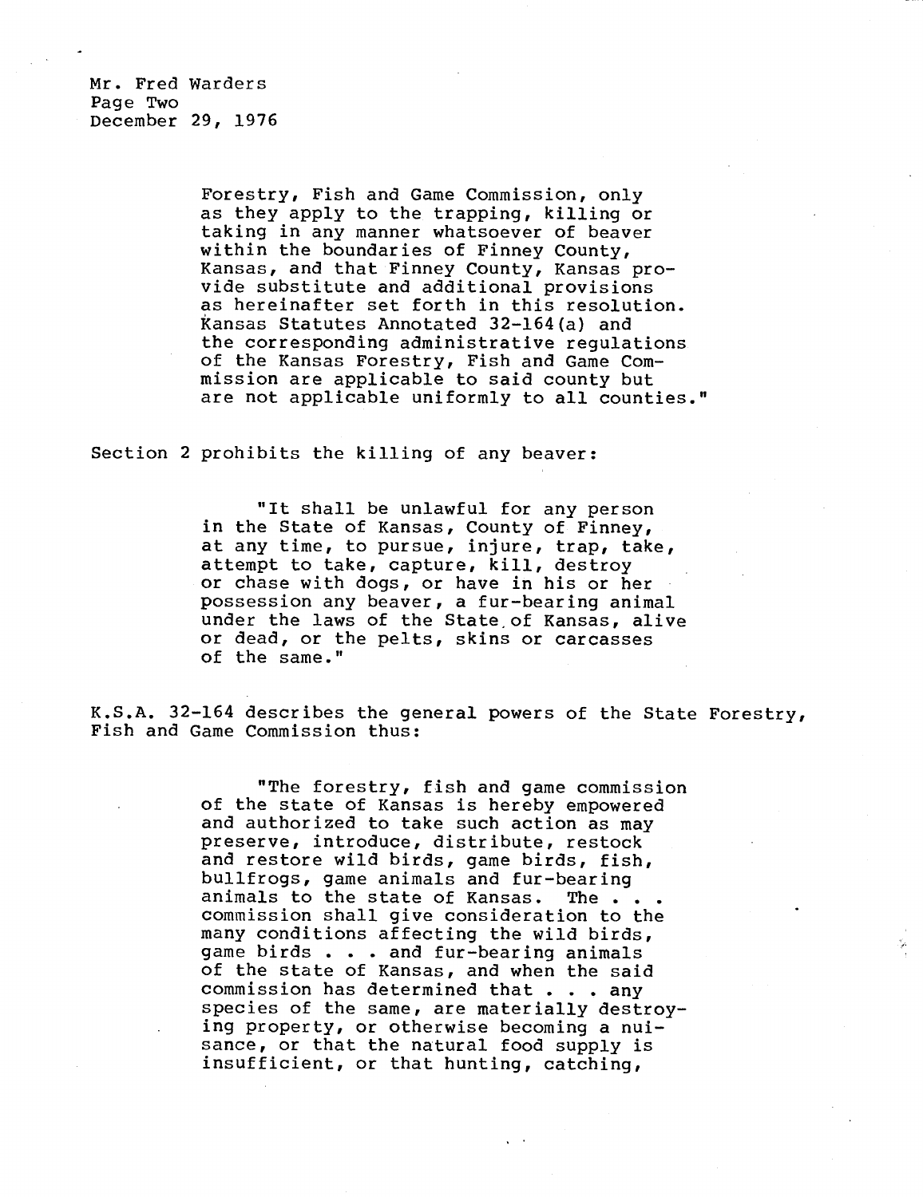Forestry, Fish and Game Commission, only as they apply to the trapping, killing or taking in any manner whatsoever of beaver within the boundaries of Finney County, Kansas, and that Finney County, Kansas provide substitute and additional provisions as hereinafter set forth in this resolution. Kansas Statutes Annotated 32-164(a) and the corresponding administrative regulations of the Kansas Forestry, Fish and Game Commission are applicable to said county but are not applicable uniformly to all counties."

Section 2 prohibits the killing of any beaver:

> "It shall be unlawful for any person in the State of Kansas, County of Finney, at any time, to pursue, injure, trap, take, attempt to take, capture, kill, destroy or chase with dogs, or have in his or her possession any beaver, a fur-bearing animal under the laws of the State of Kansas, alive or dead, or the pelts, skins or carcasses of the same."

K.S.A. 32-164 describes the general powers of the State Forestry, Fish and Game Commission thus:

> "The forestry, fish and game commission of the state of Kansas is hereby empowered and authorized to take such action as may preserve, introduce, distribute, restock and restore wild birds, game birds, fish, bullfrogs, game animals and fur-bearing animals to the state of Kansas. The . . . commission shall give consideration to the many conditions affecting the wild birds, game birds . . . and fur-bearing animals of the state of Kansas, and when the said commission has determined that . . . any species of the same, are materially destroying property, or otherwise becoming a nuisance, or that the natural food supply is insufficient, or that hunting, catching,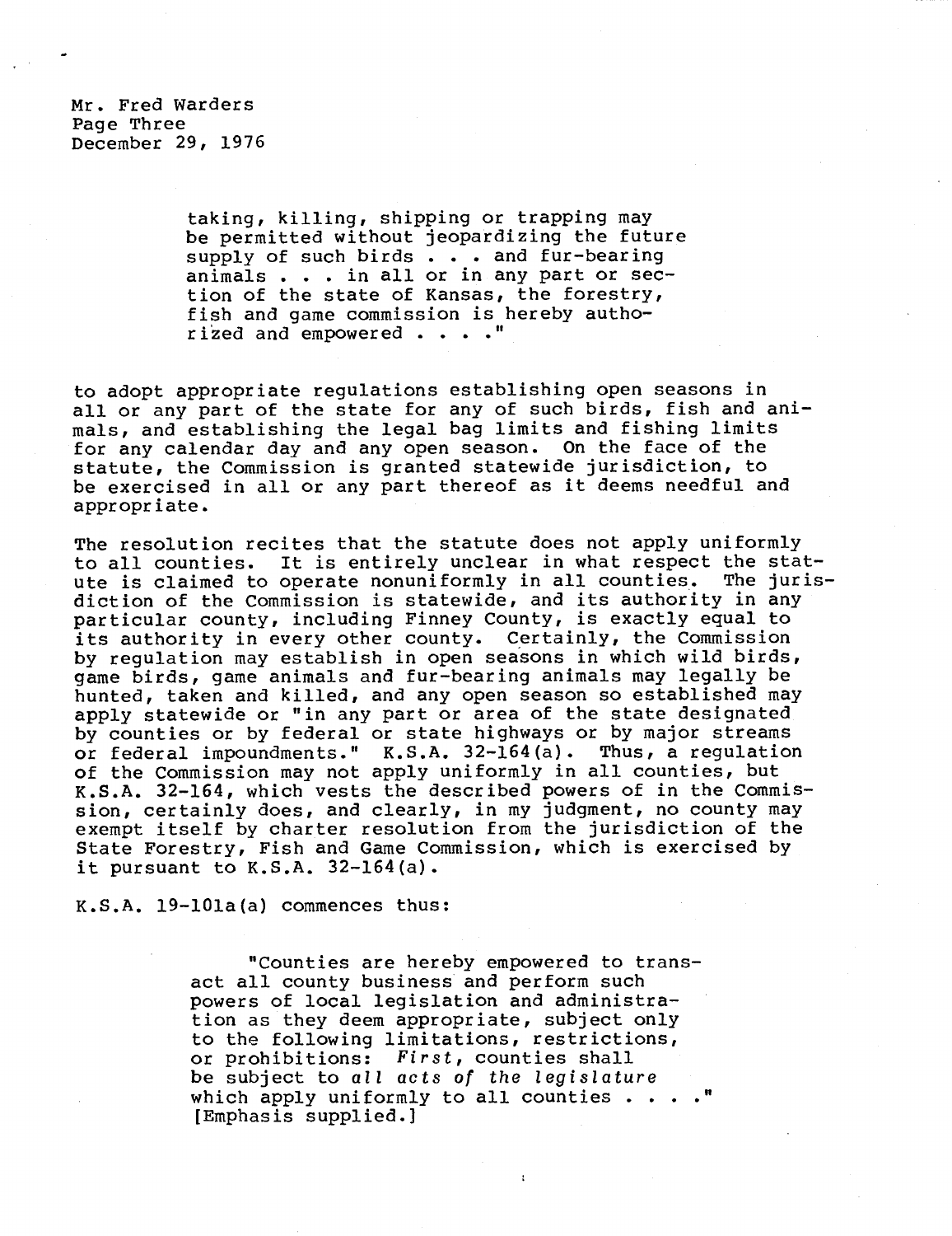Mr. Fred Warders
Page Three
December 29, 1976

> taking, killing, shipping or trapping may be permitted without jeopardizing the future supply of such birds . . . and fur-bearing animals . . . in all or in any part or section of the state of Kansas, the forestry, fish and game commission is hereby authorized and empowered . . . ."

to adopt appropriate regulations establishing open seasons in all or any part of the state for any of such birds, fish and animals, and establishing the legal bag limits and fishing limits for any calendar day and any open season. On the face of the statute, the Commission is granted statewide jurisdiction, to be exercised in all or any part thereof as it deems needful and appropriate.

The resolution recites that the statute does not apply uniformly to all counties. It is entirely unclear in what respect the statute is claimed to operate nonuniformly in all counties. The jurisdiction of the Commission is statewide, and its authority in any particular county, including Finney County, is exactly equal to its authority in every other county. Certainly, the Commission by regulation may establish in open seasons in which wild birds, game birds, game animals and fur-bearing animals may legally be hunted, taken and killed, and any open season so established may apply statewide or "in any part or area of the state designated by counties or by federal or state highways or by major streams or federal impoundments." K.S.A. 32-164(a). Thus, a regulation of the Commission may not apply uniformly in all counties, but K.S.A. 32-164, which vests the described powers of in the Commission, certainly does, and clearly, in my judgment, no county may exempt itself by charter resolution from the jurisdiction of the State Forestry, Fish and Game Commission, which is exercised by it pursuant to K.S.A. 32-164(a).

K.S.A. 19-101a(a) commences thus:

> "Counties are hereby empowered to transact all county business and perform such powers of local legislation and administration as they deem appropriate, subject only to the following limitations, restrictions, or prohibitions: *First*, counties shall be subject to *all acts of the legislature* which apply uniformly to all counties . . . ." [Emphasis supplied.]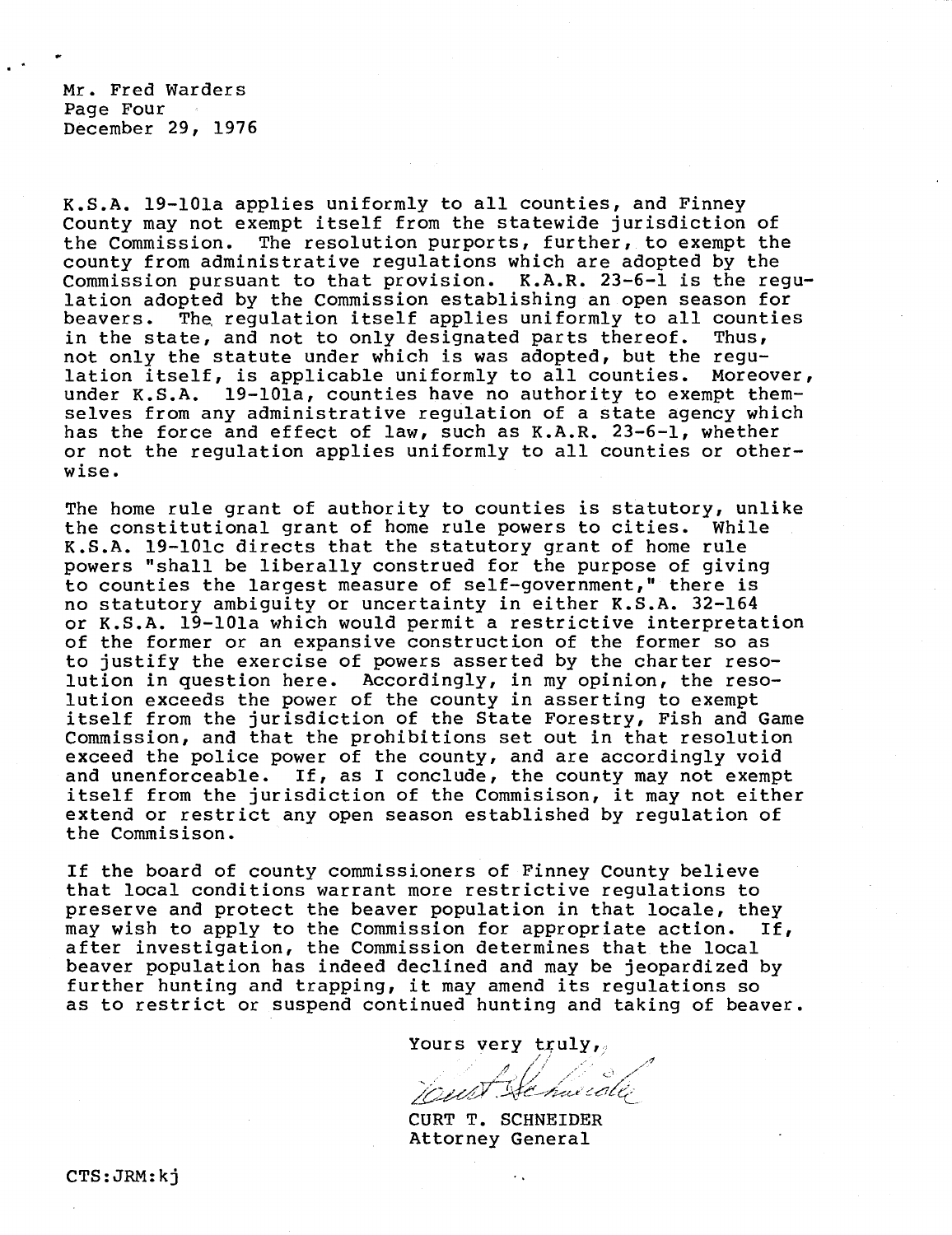Mr. Fred Warders
Page Four
December 29, 1976

K.S.A. 19-101a applies uniformly to all counties, and Finney County may not exempt itself from the statewide jurisdiction of the Commission. The resolution purports, further, to exempt the county from administrative regulations which are adopted by the Commission pursuant to that provision. K.A.R. 23-6-1 is the regulation adopted by the Commission establishing an open season for beavers. The regulation itself applies uniformly to all counties in the state, and not to only designated parts thereof. Thus, not only the statute under which is was adopted, but the regulation itself, is applicable uniformly to all counties. Moreover, under K.S.A. 19-101a, counties have no authority to exempt themselves from any administrative regulation of a state agency which has the force and effect of law, such as K.A.R. 23-6-1, whether or not the regulation applies uniformly to all counties or otherwise.

The home rule grant of authority to counties is statutory, unlike the constitutional grant of home rule powers to cities. While K.S.A. 19-101c directs that the statutory grant of home rule powers "shall be liberally construed for the purpose of giving to counties the largest measure of self-government," there is no statutory ambiguity or uncertainty in either K.S.A. 32-164 or K.S.A. 19-101a which would permit a restrictive interpretation of the former or an expansive construction of the former so as to justify the exercise of powers asserted by the charter resolution in question here. Accordingly, in my opinion, the resolution exceeds the power of the county in asserting to exempt itself from the jurisdiction of the State Forestry, Fish and Game Commission, and that the prohibitions set out in that resolution exceed the police power of the county, and are accordingly void and unenforceable. If, as I conclude, the county may not exempt itself from the jurisdiction of the Commisison, it may not either extend or restrict any open season established by regulation of the Commisison.

If the board of county commissioners of Finney County believe that local conditions warrant more restrictive regulations to preserve and protect the beaver population in that locale, they may wish to apply to the Commission for appropriate action. If, after investigation, the Commission determines that the local beaver population has indeed declined and may be jeopardized by further hunting and trapping, it may amend its regulations so as to restrict or suspend continued hunting and taking of beaver.

Yours very truly,

CURT T. SCHNEIDER
Attorney General

CTS:JRM:kj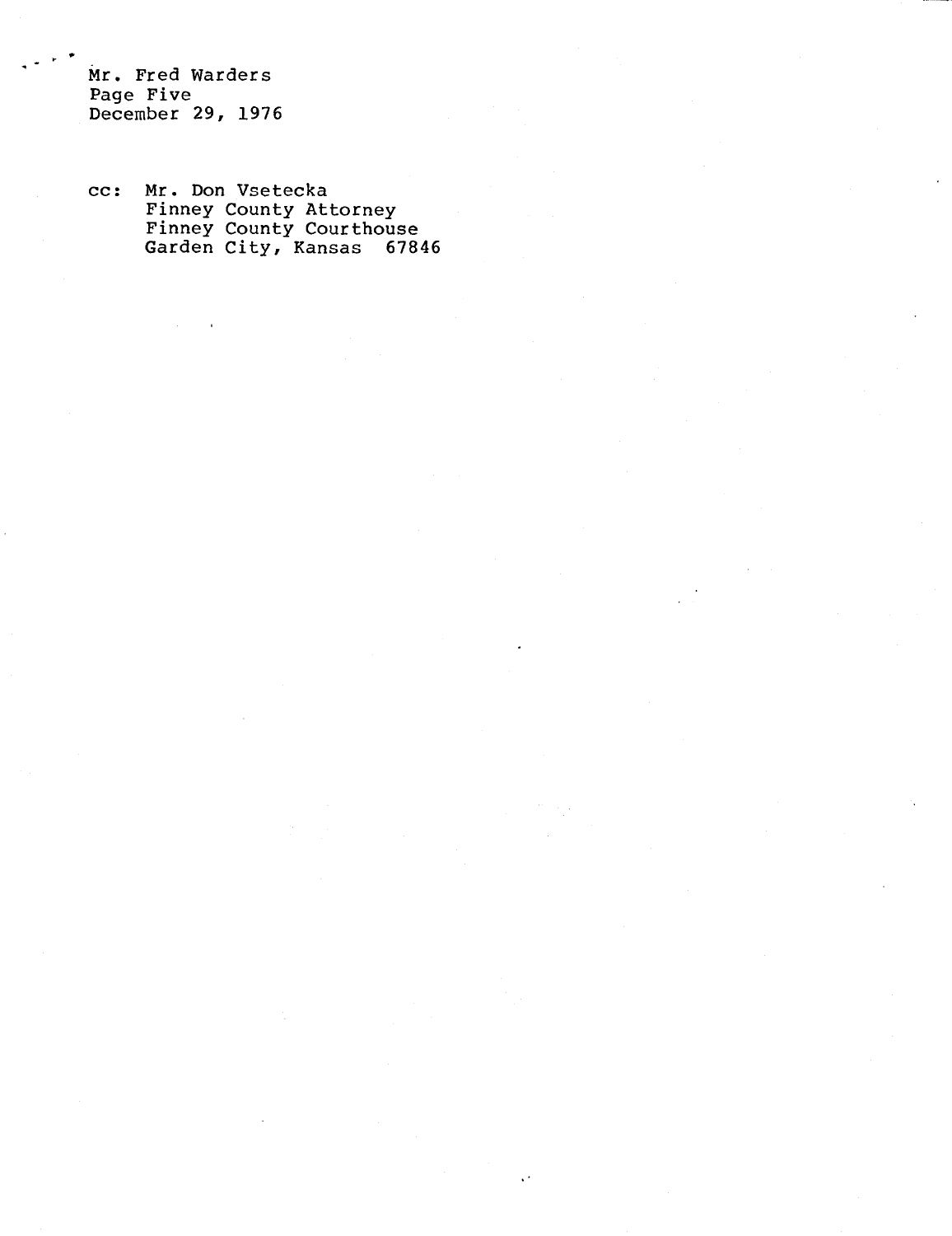cc: Mr. Don Vsetecka
Finney County Attorney
Finney County Courthouse
Garden City, Kansas 67846